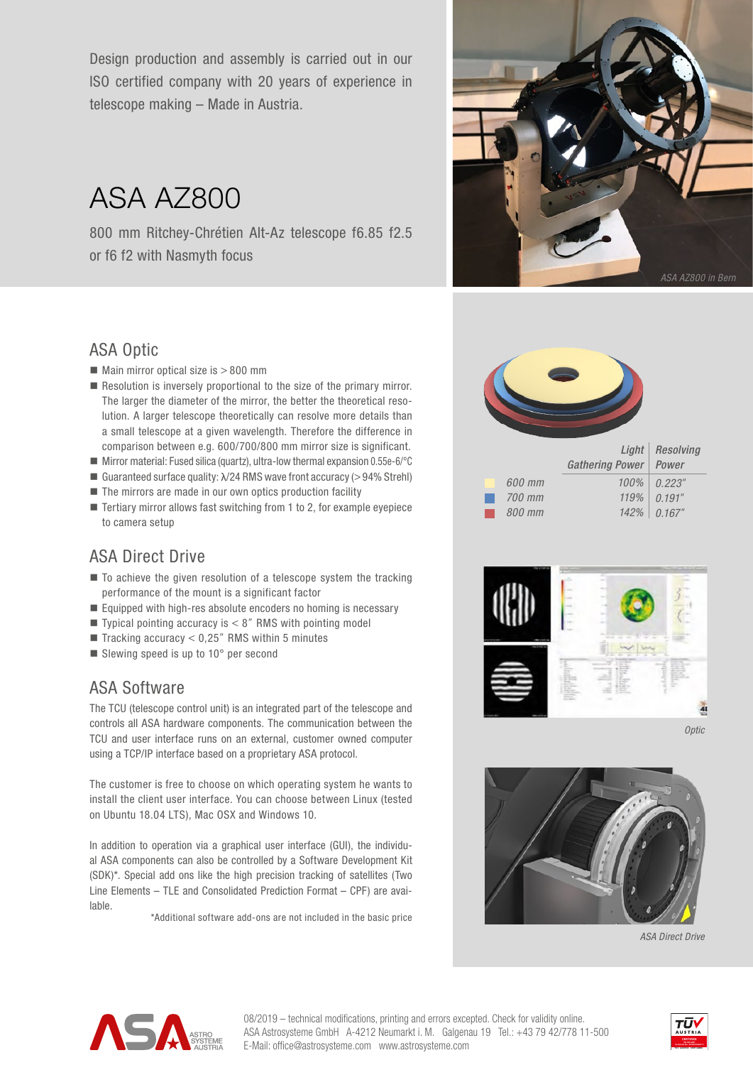Design production and assembly is carried out in our ISO certified company with 20 years of experience in telescope making – Made in Austria.

# ASA AZ800

800 mm Ritchey-Chrétien Alt-Az telescope f6.85 f2.5 or f6 f2 with Nasmyth focus

ASA AZ800 in Bern

## ASA Optic

- Main mirror optical size is > 800 mm
- Resolution is inversely proportional to the size of the primary mirror. The larger the diameter of the mirror, the better the theoretical resolution. A larger telescope theoretically can resolve more details than a small telescope at a given wavelength. Therefore the difference in comparison between e.g. 600/700/800 mm mirror size is significant.
- Mirror material: Fused silica (quartz), ultra-low thermal expansion 0.55e-6/°C
- Guaranteed surface quality: λ/24 RMS wave front accuracy (> 94% Strehl)
- The mirrors are made in our own optics production facility
- Tertiary mirror allows fast switching from 1 to 2, for example eyepiece to camera setup

| | Light Gathering Power | Resolving Power |
|---|---|---|
| 600 mm | 100% | 0.223" |
| 700 mm | 119% | 0.191" |
| 800 mm | 142% | 0.167" |

Optic

## ASA Direct Drive

- To achieve the given resolution of a telescope system the tracking performance of the mount is a significant factor
- Equipped with high-res absolute encoders no homing is necessary
- Typical pointing accuracy is < 8″ RMS with pointing model
- Tracking accuracy < 0,25″ RMS within 5 minutes
- Slewing speed is up to 10° per second

ASA Direct Drive

## ASA Software

The TCU (telescope control unit) is an integrated part of the telescope and controls all ASA hardware components. The communication between the TCU and user interface runs on an external, customer owned computer using a TCP/IP interface based on a proprietary ASA protocol.

The customer is free to choose on which operating system he wants to install the client user interface. You can choose between Linux (tested on Ubuntu 18.04 LTS), Mac OSX and Windows 10.

In addition to operation via a graphical user interface (GUI), the individual ASA components can also be controlled by a Software Development Kit (SDK)*. Special add ons like the high precision tracking of satellites (Two Line Elements – TLE and Consolidated Prediction Format – CPF) are available.

*Additional software add-ons are not included in the basic price

08/2019 – technical modifications, printing and errors excepted. Check for validity online.
ASA Astrosysteme GmbH A-4212 Neumarkt i. M. Galgenau 19 Tel.: +43 79 42/778 11-500
E-Mail: office@astrosysteme.com www.astrosysteme.com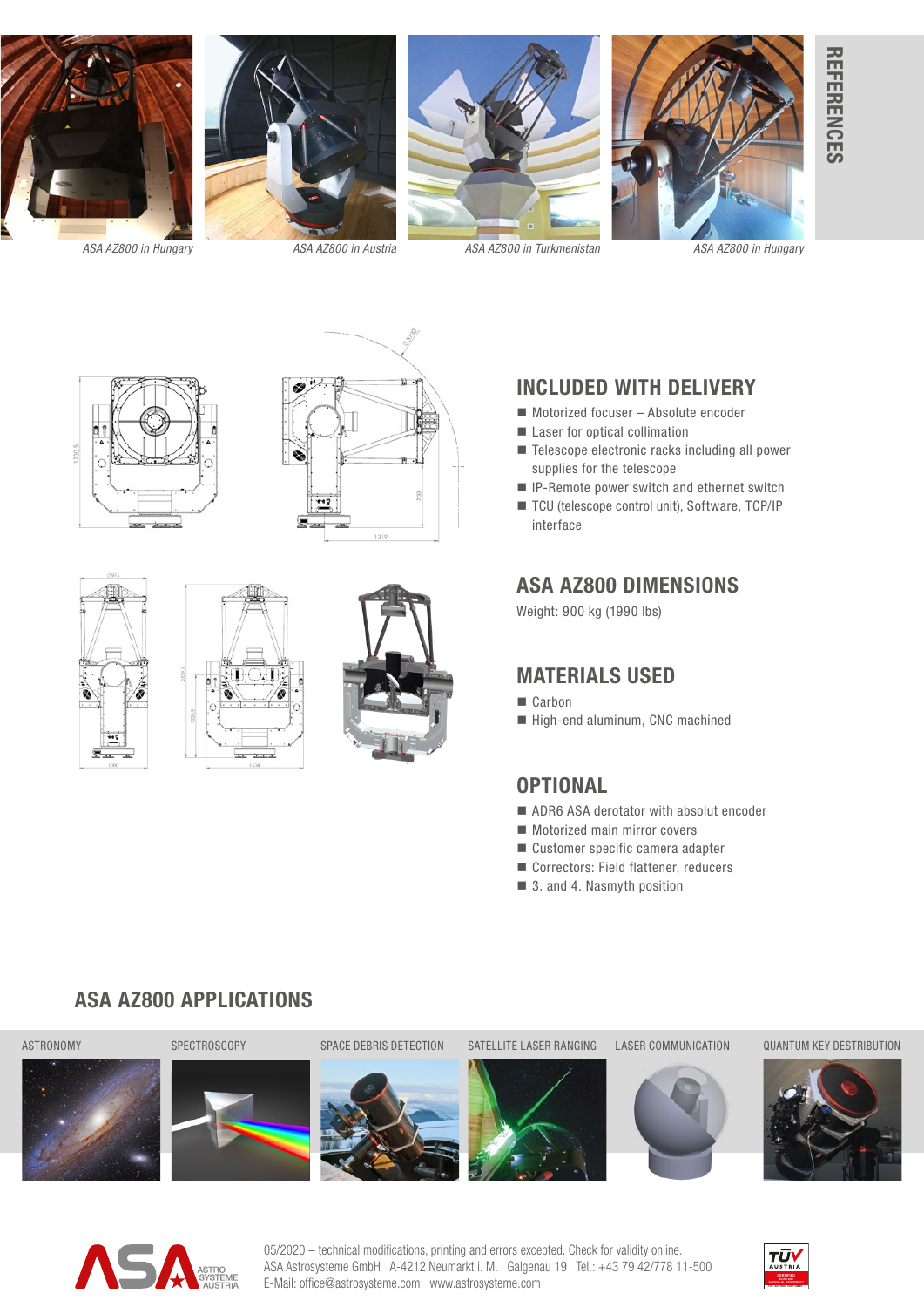REFERENCES

*ASA AZ800 in Hungary*

*ASA AZ800 in Austria*

*ASA AZ800 in Turkmenistan*

*ASA AZ800 in Hungary*

## INCLUDED WITH DELIVERY

- Motorized focuser – Absolute encoder
- Laser for optical collimation
- Telescope electronic racks including all power supplies for the telescope
- IP-Remote power switch and ethernet switch
- TCU (telescope control unit), Software, TCP/IP interface

## ASA AZ800 DIMENSIONS

Weight: 900 kg (1990 lbs)

## MATERIALS USED

- Carbon
- High-end aluminum, CNC machined

## OPTIONAL

- ADR6 ASA derotator with absolut encoder
- Motorized main mirror covers
- Customer specific camera adapter
- Correctors: Field flattener, reducers
- 3. and 4. Nasmyth position

## ASA AZ800 APPLICATIONS

ASTRONOMY

SPECTROSCOPY

SPACE DEBRIS DETECTION

SATELLITE LASER RANGING

LASER COMMUNICATION

QUANTUM KEY DESTRIBUTION

05/2020 – technical modifications, printing and errors excepted. Check for validity online.
ASA Astrosysteme GmbH A-4212 Neumarkt i. M. Galgenau 19 Tel.: +43 79 42/778 11-500
E-Mail: office@astrosysteme.com www.astrosysteme.com